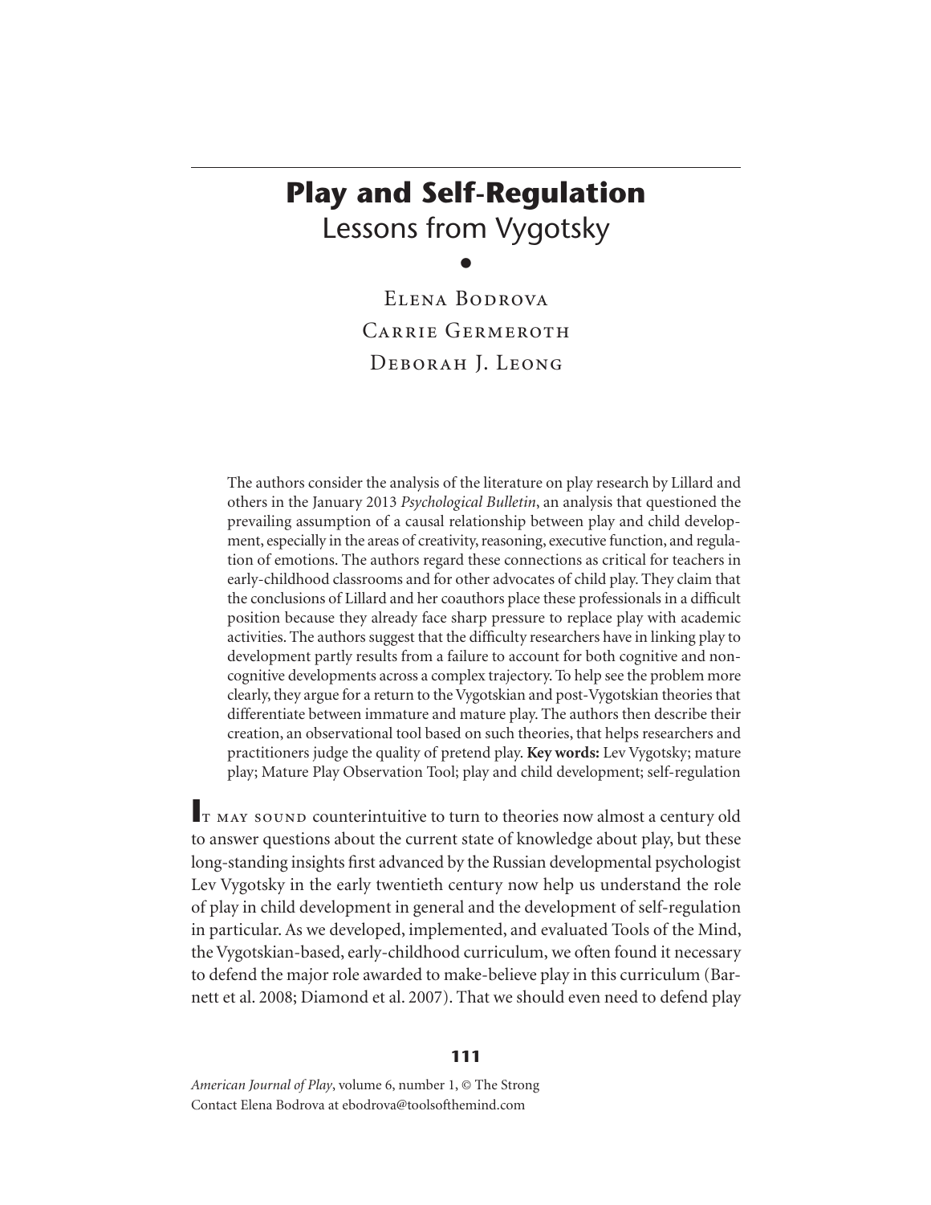# Play and Self-Regulation

## Lessons from Vygotsky

Elena Bodrova

Carrie Germeroth

Deborah J. Leong

The authors consider the analysis of the literature on play research by Lillard and others in the January 2013 *Psychological Bulletin*, an analysis that questioned the prevailing assumption of a causal relationship between play and child development, especially in the areas of creativity, reasoning, executive function, and regulation of emotions. The authors regard these connections as critical for teachers in early-childhood classrooms and for other advocates of child play. They claim that the conclusions of Lillard and her coauthors place these professionals in a difficult position because they already face sharp pressure to replace play with academic activities. The authors suggest that the difficulty researchers have in linking play to development partly results from a failure to account for both cognitive and noncognitive developments across a complex trajectory. To help see the problem more clearly, they argue for a return to the Vygotskian and post-Vygotskian theories that differentiate between immature and mature play. The authors then describe their creation, an observational tool based on such theories, that helps researchers and practitioners judge the quality of pretend play. **Key words:** Lev Vygotsky; mature play; Mature Play Observation Tool; play and child development; self-regulation

It may sound counterintuitive to turn to theories now almost a century old to answer questions about the current state of knowledge about play, but these long-standing insights first advanced by the Russian developmental psychologist Lev Vygotsky in the early twentieth century now help us understand the role of play in child development in general and the development of self-regulation in particular. As we developed, implemented, and evaluated Tools of the Mind, the Vygotskian-based, early-childhood curriculum, we often found it necessary to defend the major role awarded to make-believe play in this curriculum (Barnett et al. 2008; Diamond et al. 2007). That we should even need to defend play

*American Journal of Play*, volume 6, number 1, © The Strong
Contact Elena Bodrova at ebodrova@toolsofthemind.com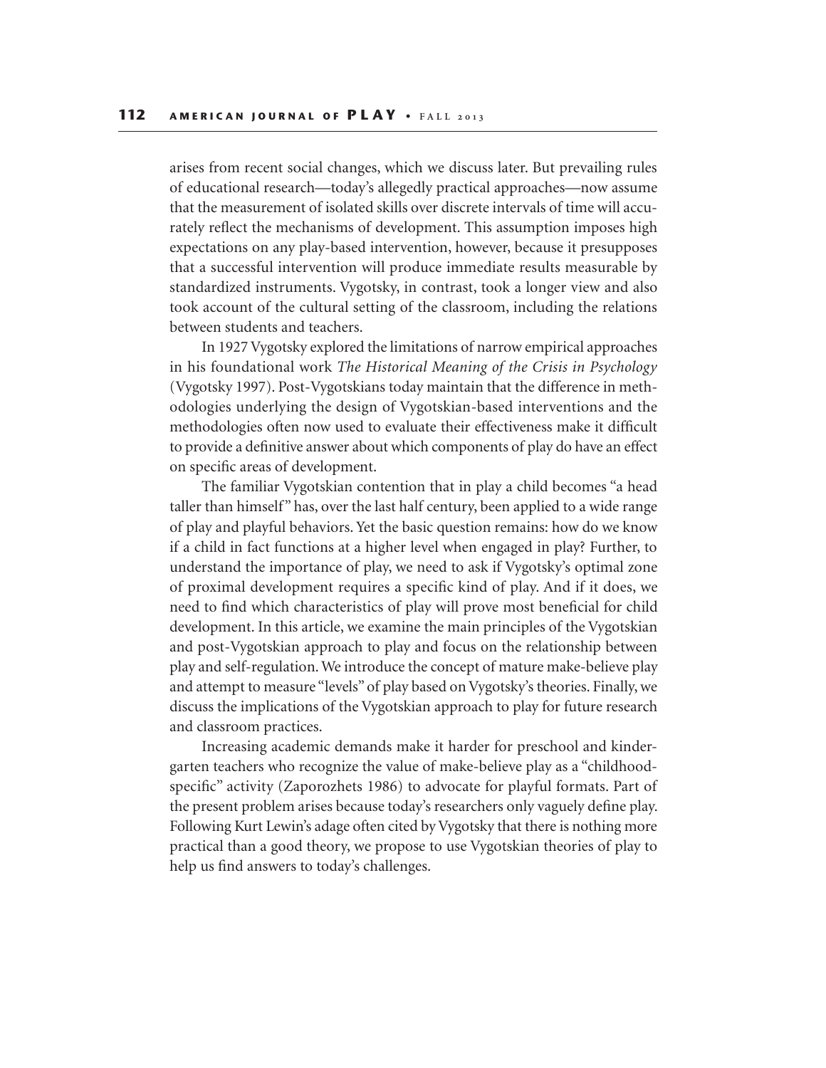arises from recent social changes, which we discuss later. But prevailing rules of educational research—today's allegedly practical approaches—now assume that the measurement of isolated skills over discrete intervals of time will accurately reflect the mechanisms of development. This assumption imposes high expectations on any play-based intervention, however, because it presupposes that a successful intervention will produce immediate results measurable by standardized instruments. Vygotsky, in contrast, took a longer view and also took account of the cultural setting of the classroom, including the relations between students and teachers.

In 1927 Vygotsky explored the limitations of narrow empirical approaches in his foundational work *The Historical Meaning of the Crisis in Psychology* (Vygotsky 1997). Post-Vygotskians today maintain that the difference in methodologies underlying the design of Vygotskian-based interventions and the methodologies often now used to evaluate their effectiveness make it difficult to provide a definitive answer about which components of play do have an effect on specific areas of development.

The familiar Vygotskian contention that in play a child becomes "a head taller than himself" has, over the last half century, been applied to a wide range of play and playful behaviors. Yet the basic question remains: how do we know if a child in fact functions at a higher level when engaged in play? Further, to understand the importance of play, we need to ask if Vygotsky's optimal zone of proximal development requires a specific kind of play. And if it does, we need to find which characteristics of play will prove most beneficial for child development. In this article, we examine the main principles of the Vygotskian and post-Vygotskian approach to play and focus on the relationship between play and self-regulation. We introduce the concept of mature make-believe play and attempt to measure "levels" of play based on Vygotsky's theories. Finally, we discuss the implications of the Vygotskian approach to play for future research and classroom practices.

Increasing academic demands make it harder for preschool and kindergarten teachers who recognize the value of make-believe play as a "childhood-specific" activity (Zaporozhets 1986) to advocate for playful formats. Part of the present problem arises because today's researchers only vaguely define play. Following Kurt Lewin's adage often cited by Vygotsky that there is nothing more practical than a good theory, we propose to use Vygotskian theories of play to help us find answers to today's challenges.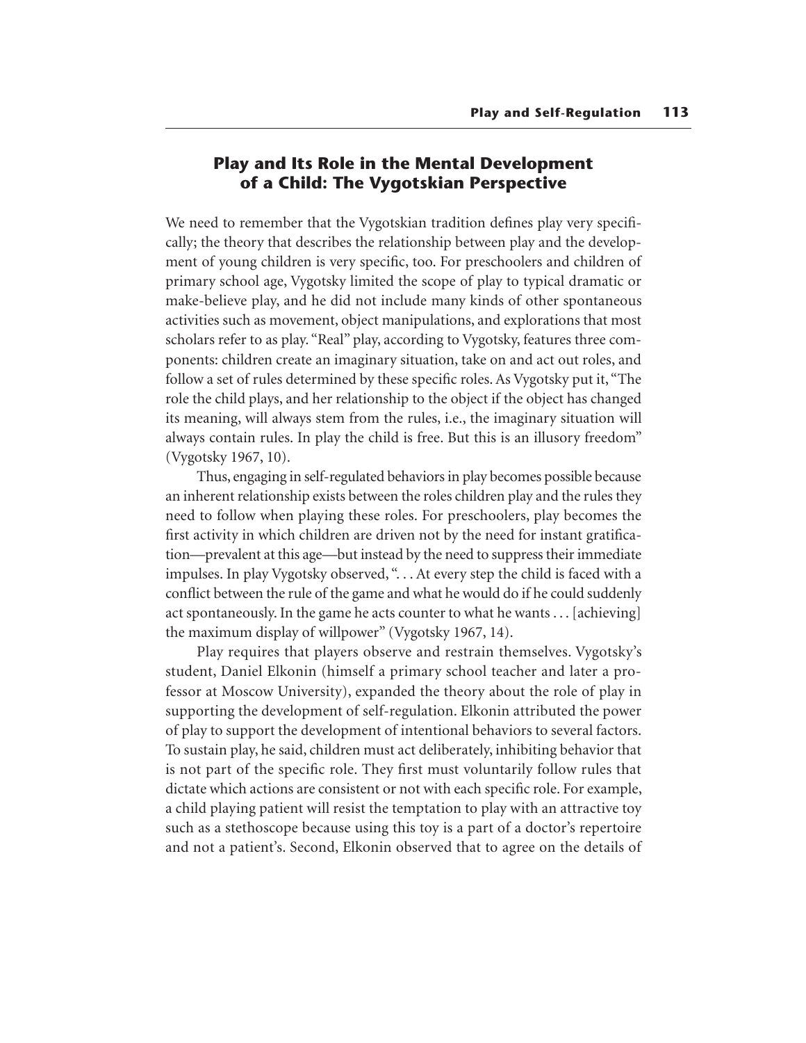## Play and Its Role in the Mental Development of a Child: The Vygotskian Perspective

We need to remember that the Vygotskian tradition defines play very specifically; the theory that describes the relationship between play and the development of young children is very specific, too. For preschoolers and children of primary school age, Vygotsky limited the scope of play to typical dramatic or make-believe play, and he did not include many kinds of other spontaneous activities such as movement, object manipulations, and explorations that most scholars refer to as play. "Real" play, according to Vygotsky, features three components: children create an imaginary situation, take on and act out roles, and follow a set of rules determined by these specific roles. As Vygotsky put it, "The role the child plays, and her relationship to the object if the object has changed its meaning, will always stem from the rules, i.e., the imaginary situation will always contain rules. In play the child is free. But this is an illusory freedom" (Vygotsky 1967, 10).

Thus, engaging in self-regulated behaviors in play becomes possible because an inherent relationship exists between the roles children play and the rules they need to follow when playing these roles. For preschoolers, play becomes the first activity in which children are driven not by the need for instant gratification—prevalent at this age—but instead by the need to suppress their immediate impulses. In play Vygotsky observed, ". . . At every step the child is faced with a conflict between the rule of the game and what he would do if he could suddenly act spontaneously. In the game he acts counter to what he wants . . . [achieving] the maximum display of willpower" (Vygotsky 1967, 14).

Play requires that players observe and restrain themselves. Vygotsky's student, Daniel Elkonin (himself a primary school teacher and later a professor at Moscow University), expanded the theory about the role of play in supporting the development of self-regulation. Elkonin attributed the power of play to support the development of intentional behaviors to several factors. To sustain play, he said, children must act deliberately, inhibiting behavior that is not part of the specific role. They first must voluntarily follow rules that dictate which actions are consistent or not with each specific role. For example, a child playing patient will resist the temptation to play with an attractive toy such as a stethoscope because using this toy is a part of a doctor's repertoire and not a patient's. Second, Elkonin observed that to agree on the details of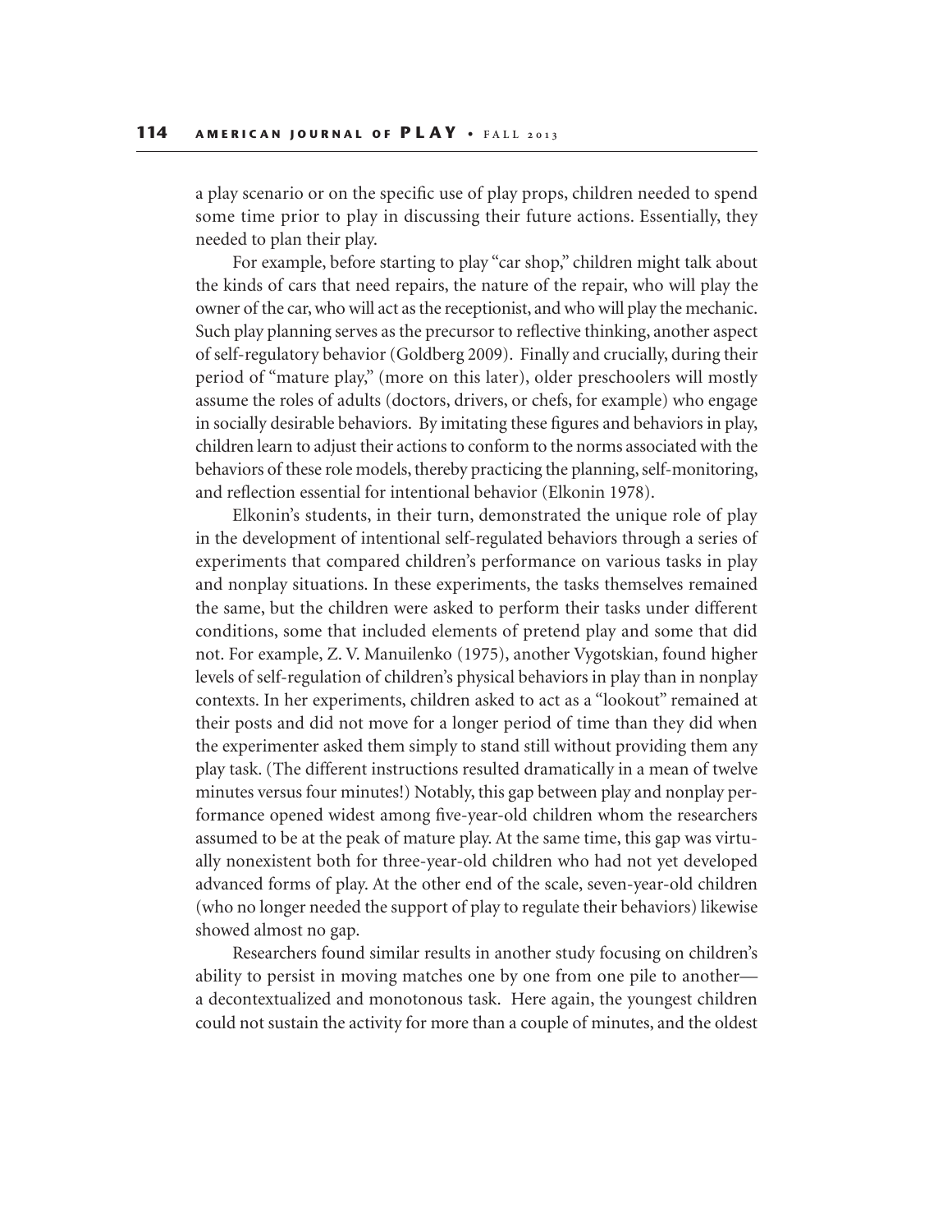a play scenario or on the specific use of play props, children needed to spend some time prior to play in discussing their future actions. Essentially, they needed to plan their play.

For example, before starting to play "car shop," children might talk about the kinds of cars that need repairs, the nature of the repair, who will play the owner of the car, who will act as the receptionist, and who will play the mechanic. Such play planning serves as the precursor to reflective thinking, another aspect of self-regulatory behavior (Goldberg 2009). Finally and crucially, during their period of "mature play," (more on this later), older preschoolers will mostly assume the roles of adults (doctors, drivers, or chefs, for example) who engage in socially desirable behaviors. By imitating these figures and behaviors in play, children learn to adjust their actions to conform to the norms associated with the behaviors of these role models, thereby practicing the planning, self-monitoring, and reflection essential for intentional behavior (Elkonin 1978).

Elkonin's students, in their turn, demonstrated the unique role of play in the development of intentional self-regulated behaviors through a series of experiments that compared children's performance on various tasks in play and nonplay situations. In these experiments, the tasks themselves remained the same, but the children were asked to perform their tasks under different conditions, some that included elements of pretend play and some that did not. For example, Z. V. Manuilenko (1975), another Vygotskian, found higher levels of self-regulation of children's physical behaviors in play than in nonplay contexts. In her experiments, children asked to act as a "lookout" remained at their posts and did not move for a longer period of time than they did when the experimenter asked them simply to stand still without providing them any play task. (The different instructions resulted dramatically in a mean of twelve minutes versus four minutes!) Notably, this gap between play and nonplay performance opened widest among five-year-old children whom the researchers assumed to be at the peak of mature play. At the same time, this gap was virtually nonexistent both for three-year-old children who had not yet developed advanced forms of play. At the other end of the scale, seven-year-old children (who no longer needed the support of play to regulate their behaviors) likewise showed almost no gap.

Researchers found similar results in another study focusing on children's ability to persist in moving matches one by one from one pile to another—a decontextualized and monotonous task. Here again, the youngest children could not sustain the activity for more than a couple of minutes, and the oldest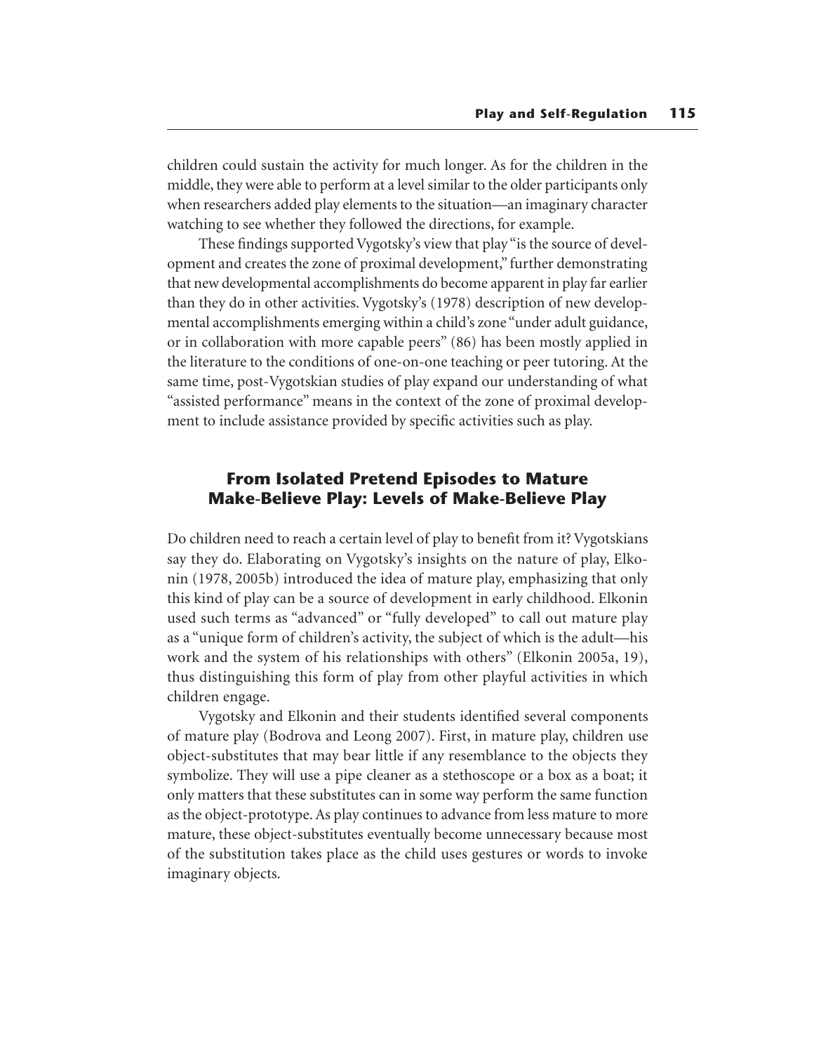children could sustain the activity for much longer. As for the children in the middle, they were able to perform at a level similar to the older participants only when researchers added play elements to the situation—an imaginary character watching to see whether they followed the directions, for example.

These findings supported Vygotsky's view that play "is the source of development and creates the zone of proximal development," further demonstrating that new developmental accomplishments do become apparent in play far earlier than they do in other activities. Vygotsky's (1978) description of new developmental accomplishments emerging within a child's zone "under adult guidance, or in collaboration with more capable peers" (86) has been mostly applied in the literature to the conditions of one-on-one teaching or peer tutoring. At the same time, post-Vygotskian studies of play expand our understanding of what "assisted performance" means in the context of the zone of proximal development to include assistance provided by specific activities such as play.

## From Isolated Pretend Episodes to Mature Make-Believe Play: Levels of Make-Believe Play

Do children need to reach a certain level of play to benefit from it? Vygotskians say they do. Elaborating on Vygotsky's insights on the nature of play, Elkonin (1978, 2005b) introduced the idea of mature play, emphasizing that only this kind of play can be a source of development in early childhood. Elkonin used such terms as "advanced" or "fully developed" to call out mature play as a "unique form of children's activity, the subject of which is the adult—his work and the system of his relationships with others" (Elkonin 2005a, 19), thus distinguishing this form of play from other playful activities in which children engage.

Vygotsky and Elkonin and their students identified several components of mature play (Bodrova and Leong 2007). First, in mature play, children use object-substitutes that may bear little if any resemblance to the objects they symbolize. They will use a pipe cleaner as a stethoscope or a box as a boat; it only matters that these substitutes can in some way perform the same function as the object-prototype. As play continues to advance from less mature to more mature, these object-substitutes eventually become unnecessary because most of the substitution takes place as the child uses gestures or words to invoke imaginary objects.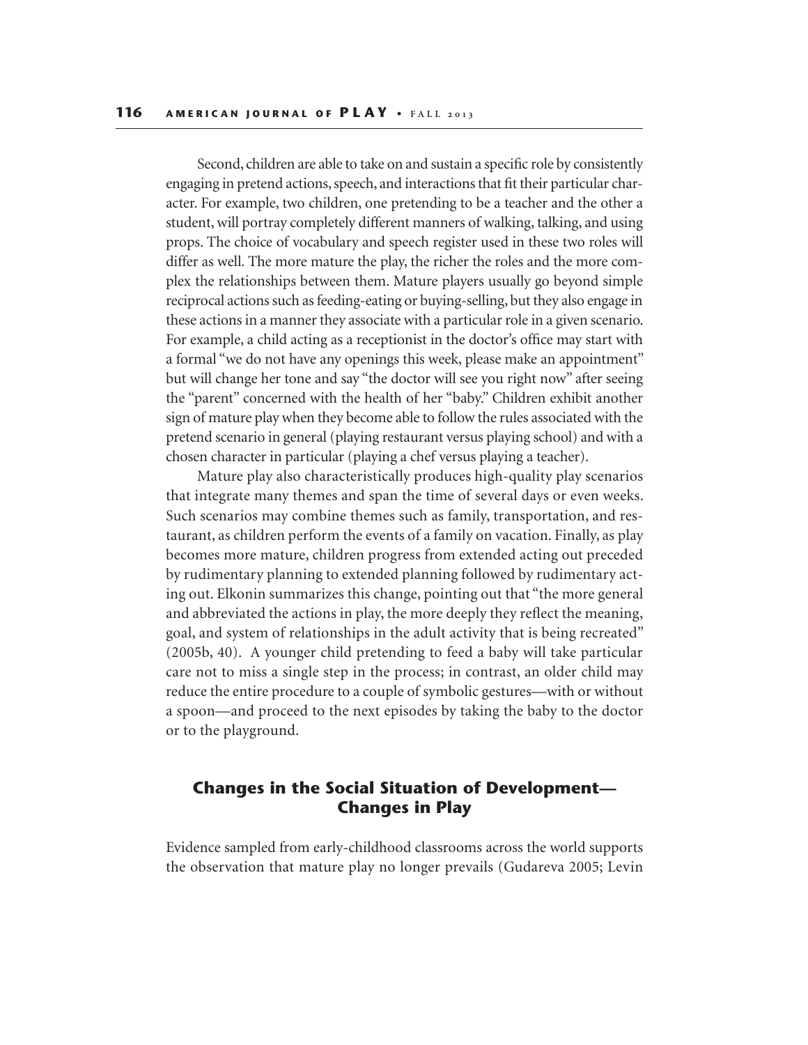Second, children are able to take on and sustain a specific role by consistently engaging in pretend actions, speech, and interactions that fit their particular character. For example, two children, one pretending to be a teacher and the other a student, will portray completely different manners of walking, talking, and using props. The choice of vocabulary and speech register used in these two roles will differ as well. The more mature the play, the richer the roles and the more complex the relationships between them. Mature players usually go beyond simple reciprocal actions such as feeding-eating or buying-selling, but they also engage in these actions in a manner they associate with a particular role in a given scenario. For example, a child acting as a receptionist in the doctor's office may start with a formal "we do not have any openings this week, please make an appointment" but will change her tone and say "the doctor will see you right now" after seeing the "parent" concerned with the health of her "baby." Children exhibit another sign of mature play when they become able to follow the rules associated with the pretend scenario in general (playing restaurant versus playing school) and with a chosen character in particular (playing a chef versus playing a teacher).

Mature play also characteristically produces high-quality play scenarios that integrate many themes and span the time of several days or even weeks. Such scenarios may combine themes such as family, transportation, and restaurant, as children perform the events of a family on vacation. Finally, as play becomes more mature, children progress from extended acting out preceded by rudimentary planning to extended planning followed by rudimentary acting out. Elkonin summarizes this change, pointing out that "the more general and abbreviated the actions in play, the more deeply they reflect the meaning, goal, and system of relationships in the adult activity that is being recreated" (2005b, 40). A younger child pretending to feed a baby will take particular care not to miss a single step in the process; in contrast, an older child may reduce the entire procedure to a couple of symbolic gestures—with or without a spoon—and proceed to the next episodes by taking the baby to the doctor or to the playground.

## Changes in the Social Situation of Development—Changes in Play

Evidence sampled from early-childhood classrooms across the world supports the observation that mature play no longer prevails (Gudareva 2005; Levin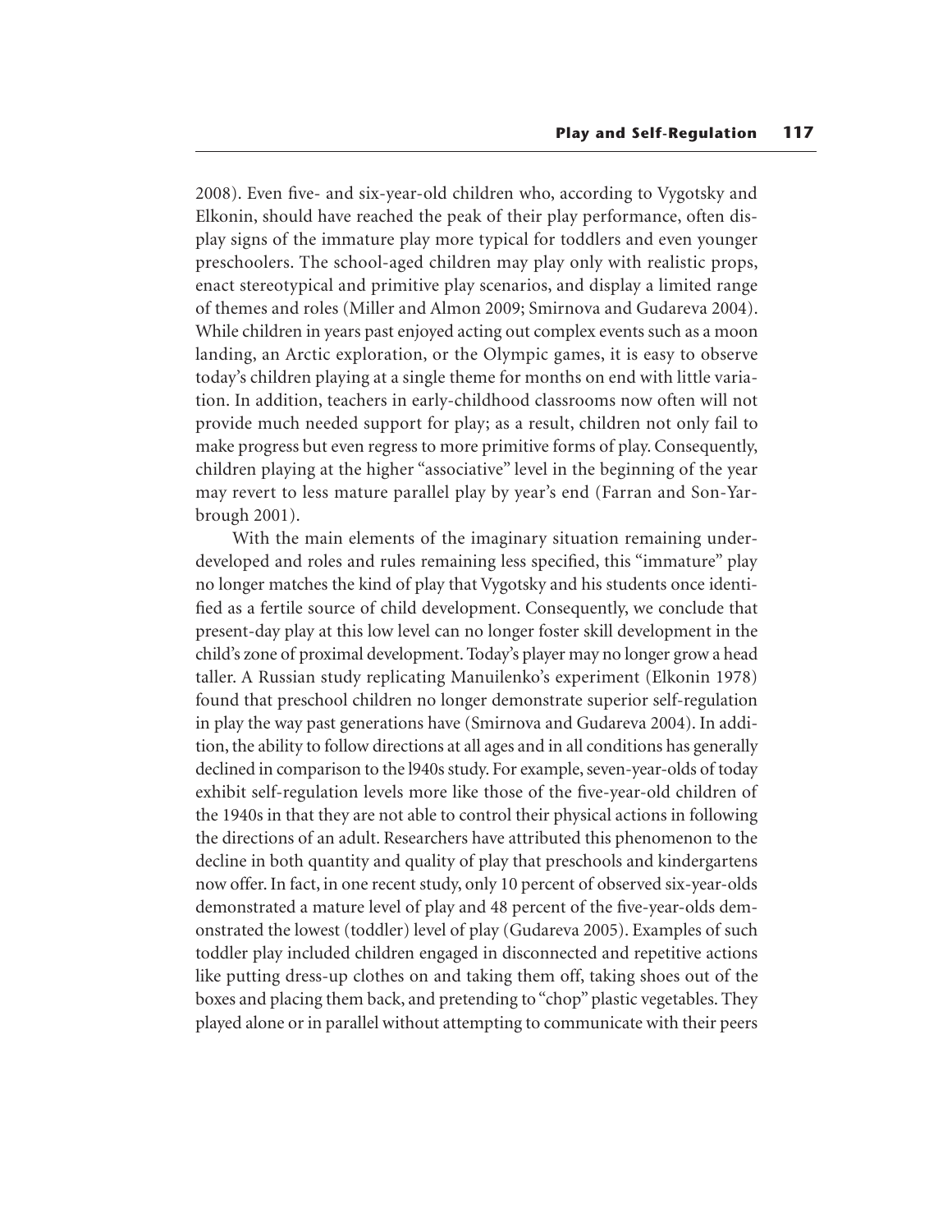2008). Even five- and six-year-old children who, according to Vygotsky and Elkonin, should have reached the peak of their play performance, often display signs of the immature play more typical for toddlers and even younger preschoolers. The school-aged children may play only with realistic props, enact stereotypical and primitive play scenarios, and display a limited range of themes and roles (Miller and Almon 2009; Smirnova and Gudareva 2004). While children in years past enjoyed acting out complex events such as a moon landing, an Arctic exploration, or the Olympic games, it is easy to observe today's children playing at a single theme for months on end with little variation. In addition, teachers in early-childhood classrooms now often will not provide much needed support for play; as a result, children not only fail to make progress but even regress to more primitive forms of play. Consequently, children playing at the higher "associative" level in the beginning of the year may revert to less mature parallel play by year's end (Farran and Son-Yarbrough 2001).

With the main elements of the imaginary situation remaining underdeveloped and roles and rules remaining less specified, this "immature" play no longer matches the kind of play that Vygotsky and his students once identified as a fertile source of child development. Consequently, we conclude that present-day play at this low level can no longer foster skill development in the child's zone of proximal development. Today's player may no longer grow a head taller. A Russian study replicating Manuilenko's experiment (Elkonin 1978) found that preschool children no longer demonstrate superior self-regulation in play the way past generations have (Smirnova and Gudareva 2004). In addition, the ability to follow directions at all ages and in all conditions has generally declined in comparison to the l940s study. For example, seven-year-olds of today exhibit self-regulation levels more like those of the five-year-old children of the 1940s in that they are not able to control their physical actions in following the directions of an adult. Researchers have attributed this phenomenon to the decline in both quantity and quality of play that preschools and kindergartens now offer. In fact, in one recent study, only 10 percent of observed six-year-olds demonstrated a mature level of play and 48 percent of the five-year-olds demonstrated the lowest (toddler) level of play (Gudareva 2005). Examples of such toddler play included children engaged in disconnected and repetitive actions like putting dress-up clothes on and taking them off, taking shoes out of the boxes and placing them back, and pretending to "chop" plastic vegetables. They played alone or in parallel without attempting to communicate with their peers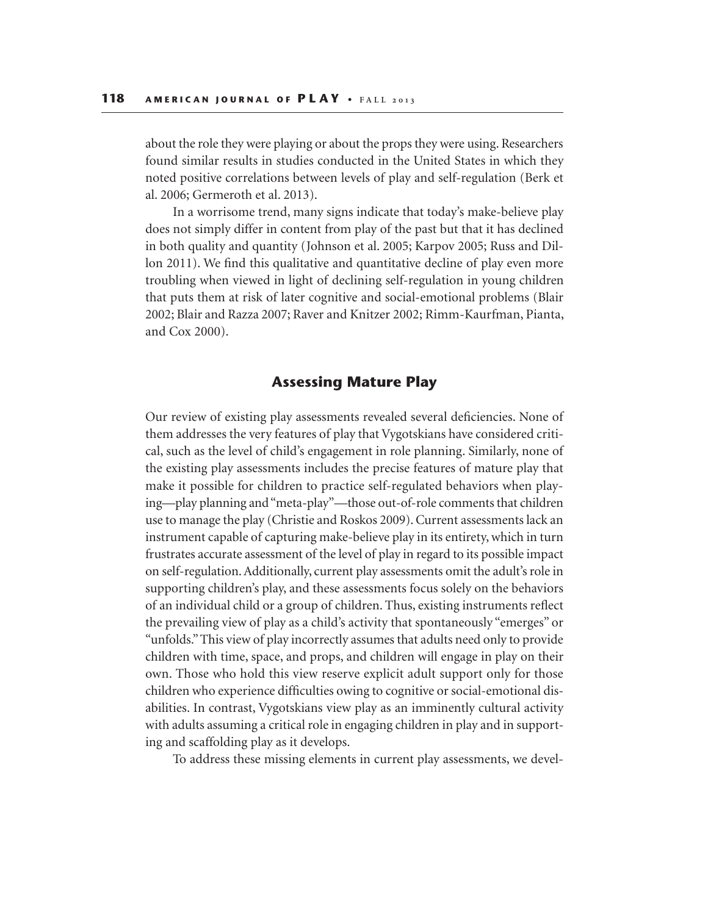about the role they were playing or about the props they were using. Researchers found similar results in studies conducted in the United States in which they noted positive correlations between levels of play and self-regulation (Berk et al. 2006; Germeroth et al. 2013).

In a worrisome trend, many signs indicate that today's make-believe play does not simply differ in content from play of the past but that it has declined in both quality and quantity (Johnson et al. 2005; Karpov 2005; Russ and Dillon 2011). We find this qualitative and quantitative decline of play even more troubling when viewed in light of declining self-regulation in young children that puts them at risk of later cognitive and social-emotional problems (Blair 2002; Blair and Razza 2007; Raver and Knitzer 2002; Rimm-Kaurfman, Pianta, and Cox 2000).

## Assessing Mature Play

Our review of existing play assessments revealed several deficiencies. None of them addresses the very features of play that Vygotskians have considered critical, such as the level of child's engagement in role planning. Similarly, none of the existing play assessments includes the precise features of mature play that make it possible for children to practice self-regulated behaviors when playing—play planning and "meta-play"—those out-of-role comments that children use to manage the play (Christie and Roskos 2009). Current assessments lack an instrument capable of capturing make-believe play in its entirety, which in turn frustrates accurate assessment of the level of play in regard to its possible impact on self-regulation. Additionally, current play assessments omit the adult's role in supporting children's play, and these assessments focus solely on the behaviors of an individual child or a group of children. Thus, existing instruments reflect the prevailing view of play as a child's activity that spontaneously "emerges" or "unfolds." This view of play incorrectly assumes that adults need only to provide children with time, space, and props, and children will engage in play on their own. Those who hold this view reserve explicit adult support only for those children who experience difficulties owing to cognitive or social-emotional disabilities. In contrast, Vygotskians view play as an imminently cultural activity with adults assuming a critical role in engaging children in play and in supporting and scaffolding play as it develops.

To address these missing elements in current play assessments, we devel-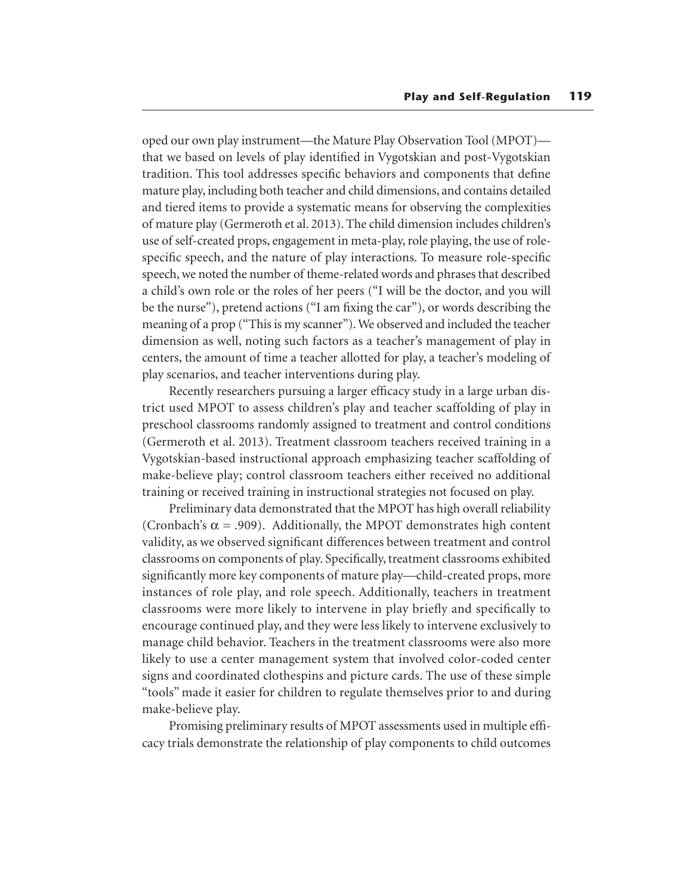oped our own play instrument—the Mature Play Observation Tool (MPOT)—that we based on levels of play identified in Vygotskian and post-Vygotskian tradition. This tool addresses specific behaviors and components that define mature play, including both teacher and child dimensions, and contains detailed and tiered items to provide a systematic means for observing the complexities of mature play (Germeroth et al. 2013). The child dimension includes children's use of self-created props, engagement in meta-play, role playing, the use of role-specific speech, and the nature of play interactions. To measure role-specific speech, we noted the number of theme-related words and phrases that described a child's own role or the roles of her peers ("I will be the doctor, and you will be the nurse"), pretend actions ("I am fixing the car"), or words describing the meaning of a prop ("This is my scanner"). We observed and included the teacher dimension as well, noting such factors as a teacher's management of play in centers, the amount of time a teacher allotted for play, a teacher's modeling of play scenarios, and teacher interventions during play.

Recently researchers pursuing a larger efficacy study in a large urban district used MPOT to assess children's play and teacher scaffolding of play in preschool classrooms randomly assigned to treatment and control conditions (Germeroth et al. 2013). Treatment classroom teachers received training in a Vygotskian-based instructional approach emphasizing teacher scaffolding of make-believe play; control classroom teachers either received no additional training or received training in instructional strategies not focused on play.

Preliminary data demonstrated that the MPOT has high overall reliability (Cronbach's $\alpha = .909$). Additionally, the MPOT demonstrates high content validity, as we observed significant differences between treatment and control classrooms on components of play. Specifically, treatment classrooms exhibited significantly more key components of mature play—child-created props, more instances of role play, and role speech. Additionally, teachers in treatment classrooms were more likely to intervene in play briefly and specifically to encourage continued play, and they were less likely to intervene exclusively to manage child behavior. Teachers in the treatment classrooms were also more likely to use a center management system that involved color-coded center signs and coordinated clothespins and picture cards. The use of these simple "tools" made it easier for children to regulate themselves prior to and during make-believe play.

Promising preliminary results of MPOT assessments used in multiple efficacy trials demonstrate the relationship of play components to child outcomes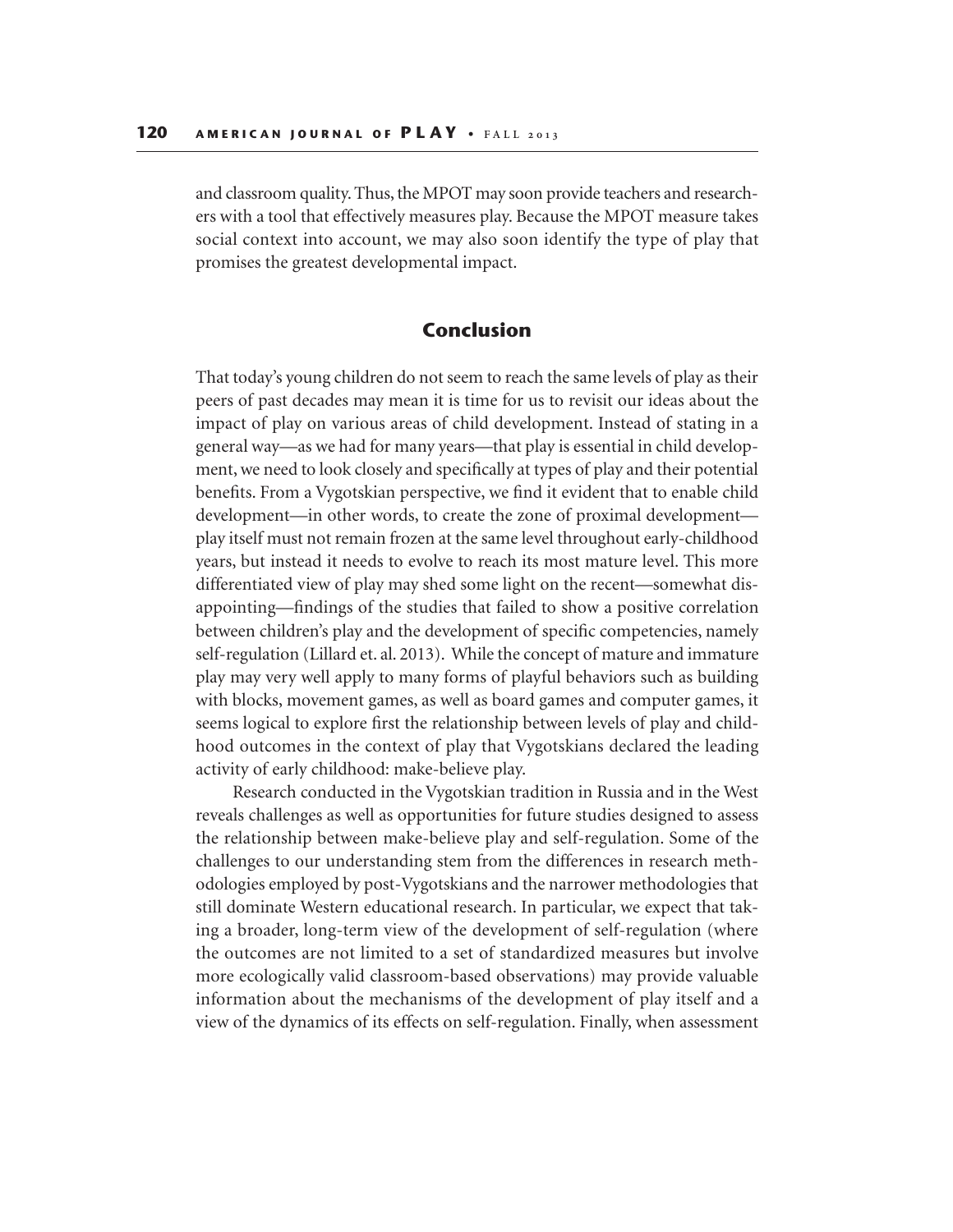and classroom quality. Thus, the MPOT may soon provide teachers and researchers with a tool that effectively measures play. Because the MPOT measure takes social context into account, we may also soon identify the type of play that promises the greatest developmental impact.

## Conclusion

That today's young children do not seem to reach the same levels of play as their peers of past decades may mean it is time for us to revisit our ideas about the impact of play on various areas of child development. Instead of stating in a general way—as we had for many years—that play is essential in child development, we need to look closely and specifically at types of play and their potential benefits. From a Vygotskian perspective, we find it evident that to enable child development—in other words, to create the zone of proximal development—play itself must not remain frozen at the same level throughout early-childhood years, but instead it needs to evolve to reach its most mature level. This more differentiated view of play may shed some light on the recent—somewhat disappointing—findings of the studies that failed to show a positive correlation between children's play and the development of specific competencies, namely self-regulation (Lillard et. al. 2013). While the concept of mature and immature play may very well apply to many forms of playful behaviors such as building with blocks, movement games, as well as board games and computer games, it seems logical to explore first the relationship between levels of play and childhood outcomes in the context of play that Vygotskians declared the leading activity of early childhood: make-believe play.

Research conducted in the Vygotskian tradition in Russia and in the West reveals challenges as well as opportunities for future studies designed to assess the relationship between make-believe play and self-regulation. Some of the challenges to our understanding stem from the differences in research methodologies employed by post-Vygotskians and the narrower methodologies that still dominate Western educational research. In particular, we expect that taking a broader, long-term view of the development of self-regulation (where the outcomes are not limited to a set of standardized measures but involve more ecologically valid classroom-based observations) may provide valuable information about the mechanisms of the development of play itself and a view of the dynamics of its effects on self-regulation. Finally, when assessment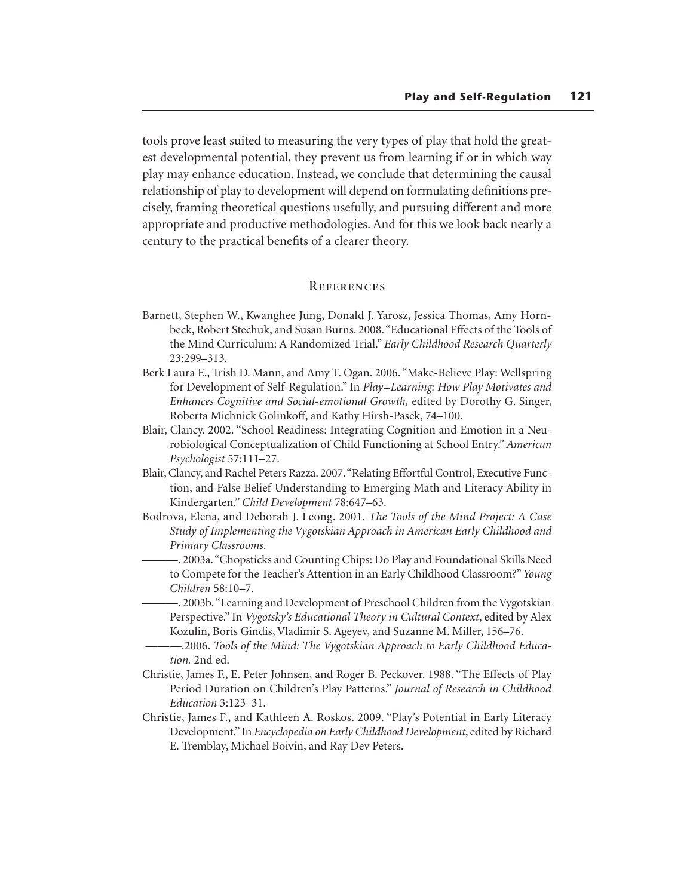tools prove least suited to measuring the very types of play that hold the greatest developmental potential, they prevent us from learning if or in which way play may enhance education. Instead, we conclude that determining the causal relationship of play to development will depend on formulating definitions precisely, framing theoretical questions usefully, and pursuing different and more appropriate and productive methodologies. And for this we look back nearly a century to the practical benefits of a clearer theory.

## References

Barnett, Stephen W., Kwanghee Jung, Donald J. Yarosz, Jessica Thomas, Amy Hornbeck, Robert Stechuk, and Susan Burns. 2008. "Educational Effects of the Tools of the Mind Curriculum: A Randomized Trial." *Early Childhood Research Quarterly* 23:299–313.

Berk Laura E., Trish D. Mann, and Amy T. Ogan. 2006. "Make-Believe Play: Wellspring for Development of Self-Regulation." In *Play=Learning: How Play Motivates and Enhances Cognitive and Social-emotional Growth,* edited by Dorothy G. Singer, Roberta Michnick Golinkoff, and Kathy Hirsh-Pasek, 74–100.

Blair, Clancy. 2002. "School Readiness: Integrating Cognition and Emotion in a Neurobiological Conceptualization of Child Functioning at School Entry." *American Psychologist* 57:111–27.

Blair, Clancy, and Rachel Peters Razza. 2007. "Relating Effortful Control, Executive Function, and False Belief Understanding to Emerging Math and Literacy Ability in Kindergarten." *Child Development* 78:647–63.

Bodrova, Elena, and Deborah J. Leong. 2001. *The Tools of the Mind Project: A Case Study of Implementing the Vygotskian Approach in American Early Childhood and Primary Classrooms.*

———. 2003a. "Chopsticks and Counting Chips: Do Play and Foundational Skills Need to Compete for the Teacher's Attention in an Early Childhood Classroom?" *Young Children* 58:10–7.

———. 2003b. "Learning and Development of Preschool Children from the Vygotskian Perspective." In *Vygotsky's Educational Theory in Cultural Context*, edited by Alex Kozulin, Boris Gindis, Vladimir S. Ageyev, and Suzanne M. Miller, 156–76.

———.2006. *Tools of the Mind: The Vygotskian Approach to Early Childhood Education.* 2nd ed.

Christie, James F., E. Peter Johnsen, and Roger B. Peckover. 1988. "The Effects of Play Period Duration on Children's Play Patterns." *Journal of Research in Childhood Education* 3:123–31.

Christie, James F., and Kathleen A. Roskos. 2009. "Play's Potential in Early Literacy Development." In *Encyclopedia on Early Childhood Development*, edited by Richard E. Tremblay, Michael Boivin, and Ray Dev Peters.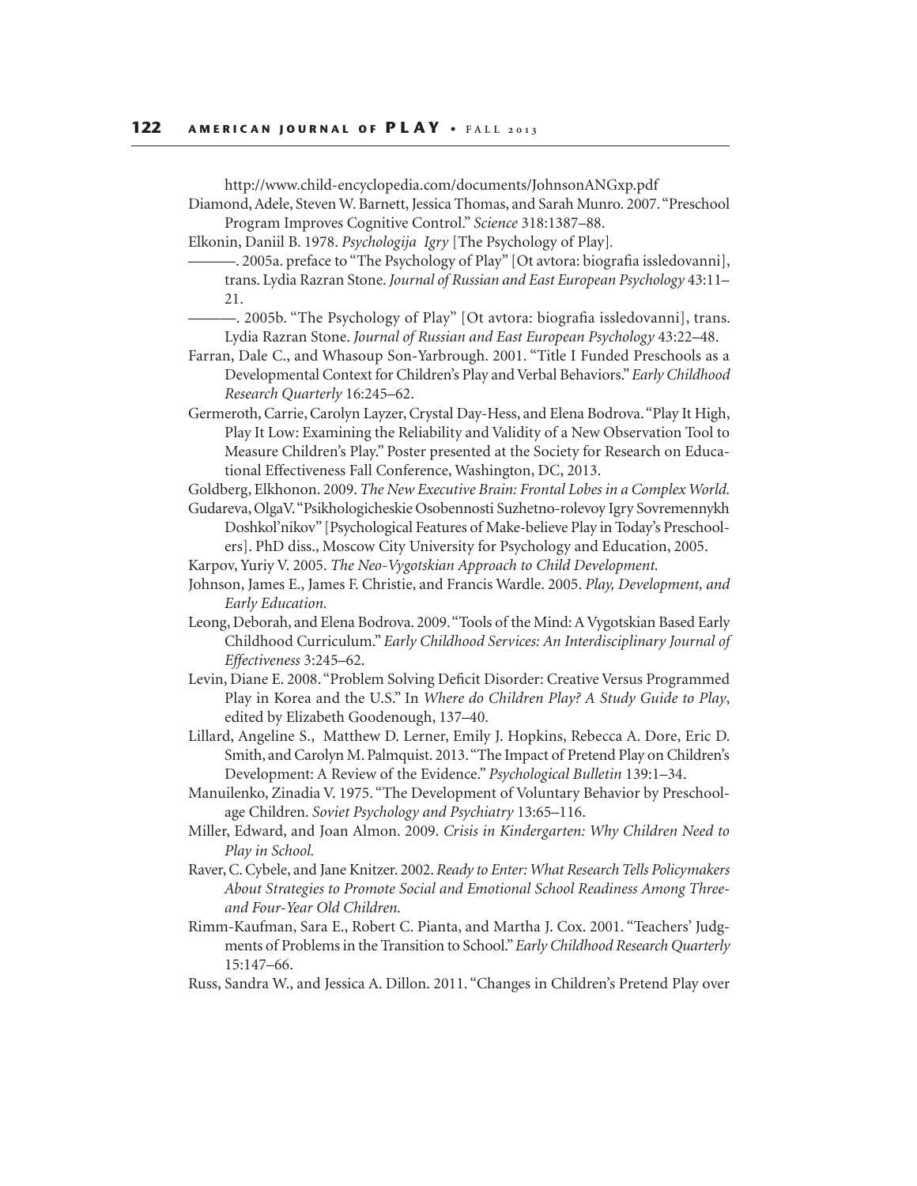http://www.child-encyclopedia.com/documents/JohnsonANGxp.pdf

Diamond, Adele, Steven W. Barnett, Jessica Thomas, and Sarah Munro. 2007. "Preschool Program Improves Cognitive Control." *Science* 318:1387–88.

Elkonin, Daniil B. 1978. *Psychologija Igry* [The Psychology of Play].

———. 2005a. preface to "The Psychology of Play" [Ot avtora: biografia issledovanni], trans. Lydia Razran Stone. *Journal of Russian and East European Psychology* 43:11–21.

———. 2005b. "The Psychology of Play" [Ot avtora: biografia issledovanni], trans. Lydia Razran Stone. *Journal of Russian and East European Psychology* 43:22–48.

Farran, Dale C., and Whasoup Son-Yarbrough. 2001. "Title I Funded Preschools as a Developmental Context for Children's Play and Verbal Behaviors." *Early Childhood Research Quarterly* 16:245–62.

Germeroth, Carrie, Carolyn Layzer, Crystal Day-Hess, and Elena Bodrova. "Play It High, Play It Low: Examining the Reliability and Validity of a New Observation Tool to Measure Children's Play." Poster presented at the Society for Research on Educational Effectiveness Fall Conference, Washington, DC, 2013.

Goldberg, Elkhonon. 2009. *The New Executive Brain: Frontal Lobes in a Complex World.*

Gudareva, OlgaV. "Psikhologicheskie Osobennosti Suzhetno-rolevoy Igry Sovremennykh Doshkol'nikov" [Psychological Features of Make-believe Play in Today's Preschoolers]. PhD diss., Moscow City University for Psychology and Education, 2005.

Karpov, Yuriy V. 2005. *The Neo-Vygotskian Approach to Child Development.*

Johnson, James E., James F. Christie, and Francis Wardle. 2005. *Play, Development, and Early Education.*

Leong, Deborah, and Elena Bodrova. 2009. "Tools of the Mind: A Vygotskian Based Early Childhood Curriculum." *Early Childhood Services: An Interdisciplinary Journal of Effectiveness* 3:245–62.

Levin, Diane E. 2008. "Problem Solving Deficit Disorder: Creative Versus Programmed Play in Korea and the U.S." In *Where do Children Play? A Study Guide to Play*, edited by Elizabeth Goodenough, 137–40.

Lillard, Angeline S., Matthew D. Lerner, Emily J. Hopkins, Rebecca A. Dore, Eric D. Smith, and Carolyn M. Palmquist. 2013. "The Impact of Pretend Play on Children's Development: A Review of the Evidence." *Psychological Bulletin* 139:1–34.

Manuilenko, Zinadia V. 1975. "The Development of Voluntary Behavior by Preschool-age Children. *Soviet Psychology and Psychiatry* 13:65–116.

Miller, Edward, and Joan Almon. 2009. *Crisis in Kindergarten: Why Children Need to Play in School.*

Raver, C. Cybele, and Jane Knitzer. 2002. *Ready to Enter: What Research Tells Policymakers About Strategies to Promote Social and Emotional School Readiness Among Three- and Four-Year Old Children.*

Rimm-Kaufman, Sara E., Robert C. Pianta, and Martha J. Cox. 2001. "Teachers' Judgments of Problems in the Transition to School." *Early Childhood Research Quarterly* 15:147–66.

Russ, Sandra W., and Jessica A. Dillon. 2011. "Changes in Children's Pretend Play over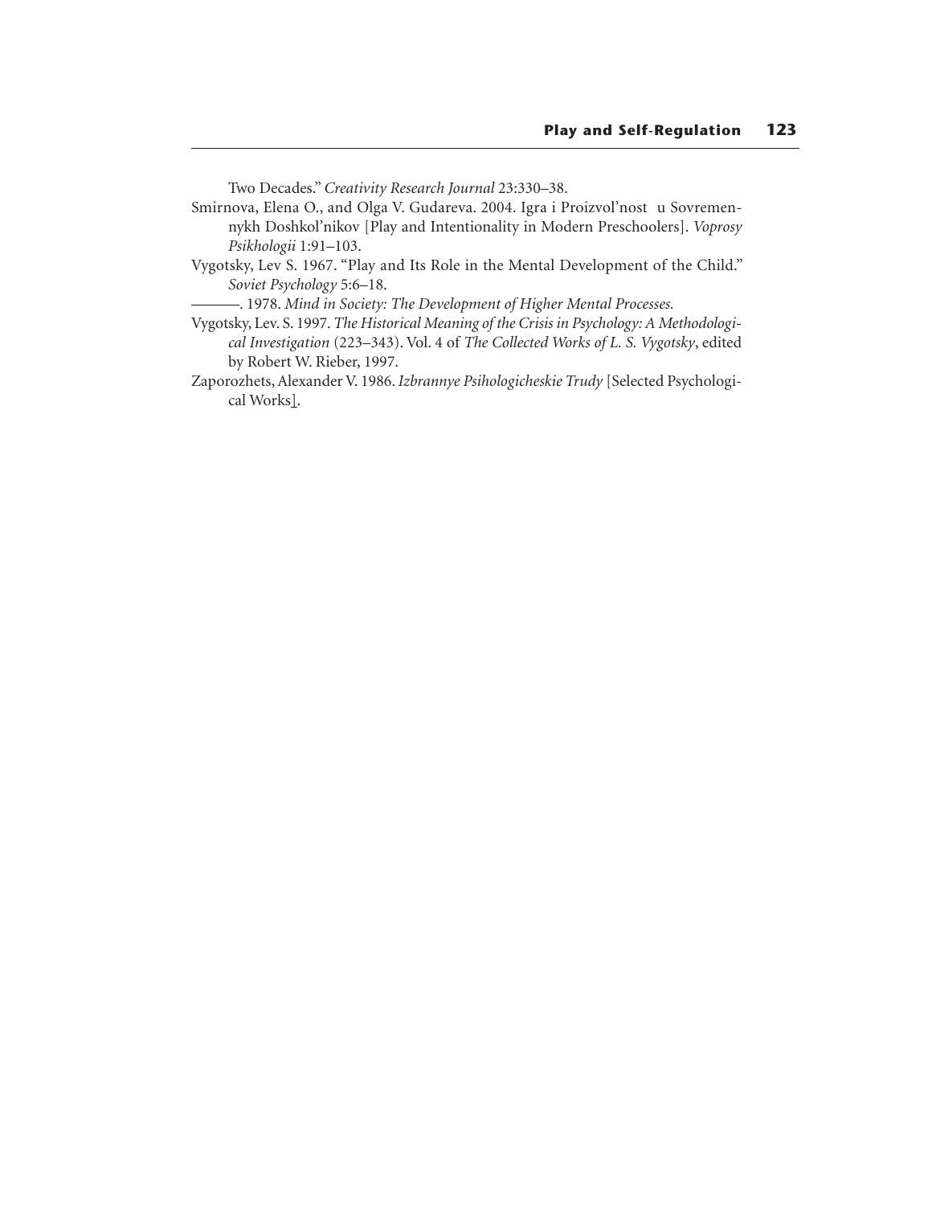Two Decades." *Creativity Research Journal* 23:330–38.

Smirnova, Elena O., and Olga V. Gudareva. 2004. Igra i Proizvol'nost u Sovremennykh Doshkol'nikov [Play and Intentionality in Modern Preschoolers]. *Voprosy Psikhologii* 1:91–103.

Vygotsky, Lev S. 1967. "Play and Its Role in the Mental Development of the Child." *Soviet Psychology* 5:6–18.

———. 1978. *Mind in Society: The Development of Higher Mental Processes.*

Vygotsky, Lev. S. 1997. *The Historical Meaning of the Crisis in Psychology: A Methodological Investigation* (223–343). Vol. 4 of *The Collected Works of L. S. Vygotsky*, edited by Robert W. Rieber, 1997.

Zaporozhets, Alexander V. 1986. *Izbrannye Psihologicheskie Trudy* [Selected Psychological Works].